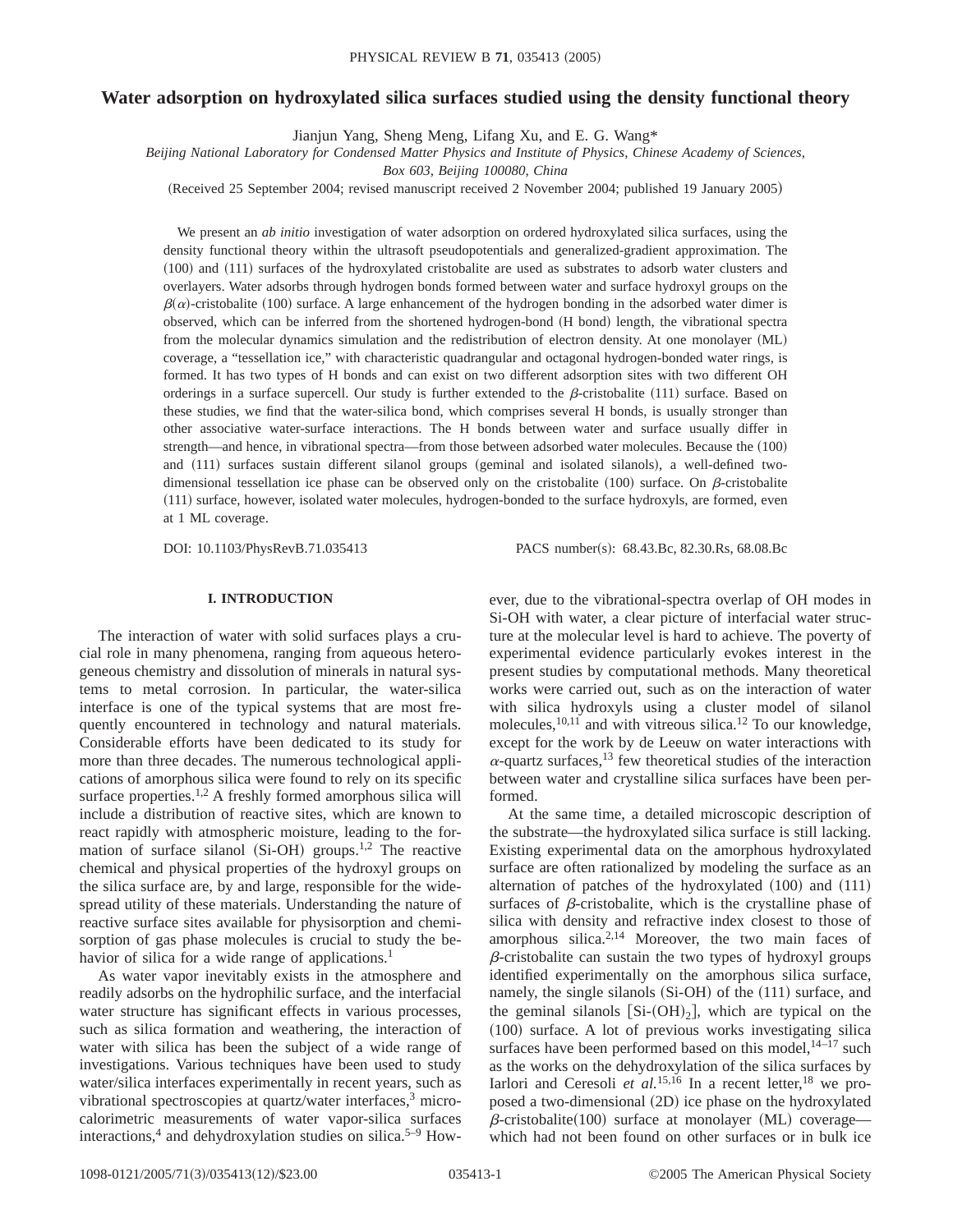# Water adsorption on hydroxylated silica surfaces studied using the density functional theory

Jianjun Yang, Sheng Meng, Lifang Xu, and E. G. Wang*

*Beijing National Laboratory for Condensed Matter Physics and Institute of Physics, Chinese Academy of Sciences, Box 603, Beijing 100080, China*

(Received 25 September 2004; revised manuscript received 2 November 2004; published 19 January 2005)

We present an *ab initio* investigation of water adsorption on ordered hydroxylated silica surfaces, using the density functional theory within the ultrasoft pseudopotentials and generalized-gradient approximation. The (100) and (111) surfaces of the hydroxylated cristobalite are used as substrates to adsorb water clusters and overlayers. Water adsorbs through hydrogen bonds formed between water and surface hydroxyl groups on the $\beta(\alpha)$-cristobalite (100) surface. A large enhancement of the hydrogen bonding in the adsorbed water dimer is observed, which can be inferred from the shortened hydrogen-bond (H bond) length, the vibrational spectra from the molecular dynamics simulation and the redistribution of electron density. At one monolayer (ML) coverage, a "tessellation ice," with characteristic quadrangular and octagonal hydrogen-bonded water rings, is formed. It has two types of H bonds and can exist on two different adsorption sites with two different OH orderings in a surface supercell. Our study is further extended to the $\beta$-cristobalite (111) surface. Based on these studies, we find that the water-silica bond, which comprises several H bonds, is usually stronger than other associative water-surface interactions. The H bonds between water and surface usually differ in strength—and hence, in vibrational spectra—from those between adsorbed water molecules. Because the (100) and (111) surfaces sustain different silanol groups (geminal and isolated silanols), a well-defined two-dimensional tessellation ice phase can be observed only on the cristobalite (100) surface. On $\beta$-cristobalite (111) surface, however, isolated water molecules, hydrogen-bonded to the surface hydroxyls, are formed, even at 1 ML coverage.

DOI: 10.1103/PhysRevB.71.035413 PACS number(s): 68.43.Bc, 82.30.Rs, 68.08.Bc

## I. INTRODUCTION

The interaction of water with solid surfaces plays a crucial role in many phenomena, ranging from aqueous heterogeneous chemistry and dissolution of minerals in natural systems to metal corrosion. In particular, the water-silica interface is one of the typical systems that are most frequently encountered in technology and natural materials. Considerable efforts have been dedicated to its study for more than three decades. The numerous technological applications of amorphous silica were found to rely on its specific surface properties.[1,2] A freshly formed amorphous silica will include a distribution of reactive sites, which are known to react rapidly with atmospheric moisture, leading to the formation of surface silanol (Si-OH) groups.[1,2] The reactive chemical and physical properties of the hydroxyl groups on the silica surface are, by and large, responsible for the widespread utility of these materials. Understanding the nature of reactive surface sites available for physisorption and chemisorption of gas phase molecules is crucial to study the behavior of silica for a wide range of applications.[1]

As water vapor inevitably exists in the atmosphere and readily adsorbs on the hydrophilic surface, and the interfacial water structure has significant effects in various processes, such as silica formation and weathering, the interaction of water with silica has been the subject of a wide range of investigations. Various techniques have been used to study water/silica interfaces experimentally in recent years, such as vibrational spectroscopies at quartz/water interfaces,[3] microcalorimetric measurements of water vapor-silica surfaces interactions,[4] and dehydroxylation studies on silica.[5–9] However, due to the vibrational-spectra overlap of OH modes in Si-OH with water, a clear picture of interfacial water structure at the molecular level is hard to achieve. The poverty of experimental evidence particularly evokes interest in the present studies by computational methods. Many theoretical works were carried out, such as on the interaction of water with silica hydroxyls using a cluster model of silanol molecules,[10,11] and with vitreous silica.[12] To our knowledge, except for the work by de Leeuw on water interactions with $\alpha$-quartz surfaces,[13] few theoretical studies of the interaction between water and crystalline silica surfaces have been performed.

At the same time, a detailed microscopic description of the substrate—the hydroxylated silica surface is still lacking. Existing experimental data on the amorphous hydroxylated surface are often rationalized by modeling the surface as an alternation of patches of the hydroxylated (100) and (111) surfaces of $\beta$-cristobalite, which is the crystalline phase of silica with density and refractive index closest to those of amorphous silica.[2,14] Moreover, the two main faces of $\beta$-cristobalite can sustain the two types of hydroxyl groups identified experimentally on the amorphous silica surface, namely, the single silanols (Si-OH) of the (111) surface, and the geminal silanols [$Si-(OH)_2$], which are typical on the (100) surface. A lot of previous works investigating silica surfaces have been performed based on this model,[14–17] such as the works on the dehydroxylation of the silica surfaces by Iarlori and Ceresoli *et al.*[15,16] In a recent letter,[18] we proposed a two-dimensional (2D) ice phase on the hydroxylated $\beta$-cristobalite(100) surface at monolayer (ML) coverage—which had not been found on other surfaces or in bulk ice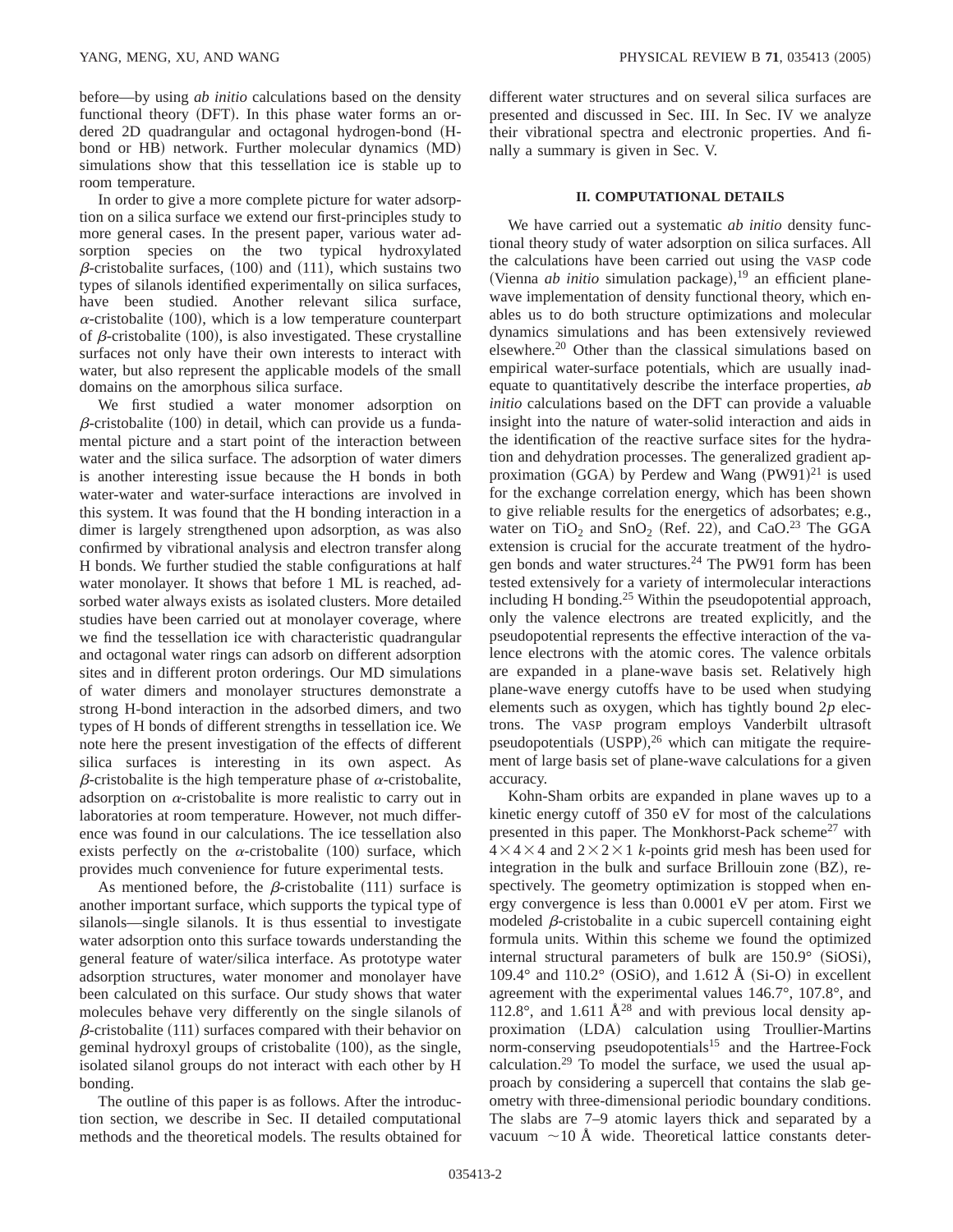before—by using *ab initio* calculations based on the density functional theory (DFT). In this phase water forms an ordered 2D quadrangular and octagonal hydrogen-bond (H-bond or HB) network. Further molecular dynamics (MD) simulations show that this tessellation ice is stable up to room temperature.

In order to give a more complete picture for water adsorption on a silica surface we extend our first-principles study to more general cases. In the present paper, various water adsorption species on the two typical hydroxylated $\beta$-cristobalite surfaces, (100) and (111), which sustains two types of silanols identified experimentally on silica surfaces, have been studied. Another relevant silica surface, $\alpha$-cristobalite (100), which is a low temperature counterpart of $\beta$-cristobalite (100), is also investigated. These crystalline surfaces not only have their own interests to interact with water, but also represent the applicable models of the small domains on the amorphous silica surface.

We first studied a water monomer adsorption on $\beta$-cristobalite (100) in detail, which can provide us a fundamental picture and a start point of the interaction between water and the silica surface. The adsorption of water dimers is another interesting issue because the H bonds in both water-water and water-surface interactions are involved in this system. It was found that the H bonding interaction in a dimer is largely strengthened upon adsorption, as was also confirmed by vibrational analysis and electron transfer along H bonds. We further studied the stable configurations at half water monolayer. It shows that before 1 ML is reached, adsorbed water always exists as isolated clusters. More detailed studies have been carried out at monolayer coverage, where we find the tessellation ice with characteristic quadrangular and octagonal water rings can adsorb on different adsorption sites and in different proton orderings. Our MD simulations of water dimers and monolayer structures demonstrate a strong H-bond interaction in the adsorbed dimers, and two types of H bonds of different strengths in tessellation ice. We note here the present investigation of the effects of different silica surfaces is interesting in its own aspect. As $\beta$-cristobalite is the high temperature phase of $\alpha$-cristobalite, adsorption on $\alpha$-cristobalite is more realistic to carry out in laboratories at room temperature. However, not much difference was found in our calculations. The ice tessellation also exists perfectly on the $\alpha$-cristobalite (100) surface, which provides much convenience for future experimental tests.

As mentioned before, the $\beta$-cristobalite (111) surface is another important surface, which supports the typical type of silanols—single silanols. It is thus essential to investigate water adsorption onto this surface towards understanding the general feature of water/silica interface. As prototype water adsorption structures, water monomer and monolayer have been calculated on this surface. Our study shows that water molecules behave very differently on the single silanols of $\beta$-cristobalite (111) surfaces compared with their behavior on geminal hydroxyl groups of cristobalite (100), as the single, isolated silanol groups do not interact with each other by H bonding.

The outline of this paper is as follows. After the introduction section, we describe in Sec. II detailed computational methods and the theoretical models. The results obtained for different water structures and on several silica surfaces are presented and discussed in Sec. III. In Sec. IV we analyze their vibrational spectra and electronic properties. And finally a summary is given in Sec. V.

## II. COMPUTATIONAL DETAILS

We have carried out a systematic *ab initio* density functional theory study of water adsorption on silica surfaces. All the calculations have been carried out using the VASP code (Vienna *ab initio* simulation package),[19] an efficient plane-wave implementation of density functional theory, which enables us to do both structure optimizations and molecular dynamics simulations and has been extensively reviewed elsewhere.[20] Other than the classical simulations based on empirical water-surface potentials, which are usually inadequate to quantitatively describe the interface properties, *ab initio* calculations based on the DFT can provide a valuable insight into the nature of water-solid interaction and aids in the identification of the reactive surface sites for the hydration and dehydration processes. The generalized gradient approximation (GGA) by Perdew and Wang (PW91)[21] is used for the exchange correlation energy, which has been shown to give reliable results for the energetics of adsorbates; e.g., water on $TiO_2$ and $SnO_2$ (Ref. 22), and CaO.[23] The GGA extension is crucial for the accurate treatment of the hydrogen bonds and water structures.[24] The PW91 form has been tested extensively for a variety of intermolecular interactions including H bonding.[25] Within the pseudopotential approach, only the valence electrons are treated explicitly, and the pseudopotential represents the effective interaction of the valence electrons with the atomic cores. The valence orbitals are expanded in a plane-wave basis set. Relatively high plane-wave energy cutoffs have to be used when studying elements such as oxygen, which has tightly bound $2p$ electrons. The VASP program employs Vanderbilt ultrasoft pseudopotentials (USPP),[26] which can mitigate the requirement of large basis set of plane-wave calculations for a given accuracy.

Kohn-Sham orbits are expanded in plane waves up to a kinetic energy cutoff of 350 eV for most of the calculations presented in this paper. The Monkhorst-Pack scheme[27] with $4\times4\times4$ and $2\times2\times1$ $k$-points grid mesh has been used for integration in the bulk and surface Brillouin zone (BZ), respectively. The geometry optimization is stopped when energy convergence is less than 0.0001 eV per atom. First we modeled $\beta$-cristobalite in a cubic supercell containing eight formula units. Within this scheme we found the optimized internal structural parameters of bulk are 150.9° (SiOSi), 109.4° and 110.2° (OSiO), and 1.612 Å (Si-O) in excellent agreement with the experimental values 146.7°, 107.8°, and 112.8°, and 1.611 Å[28] and with previous local density approximation (LDA) calculation using Troullier-Martins norm-conserving pseudopotentials[15] and the Hartree-Fock calculation.[29] To model the surface, we used the usual approach by considering a supercell that contains the slab geometry with three-dimensional periodic boundary conditions. The slabs are 7–9 atomic layers thick and separated by a vacuum ~10 Å wide. Theoretical lattice constants deter-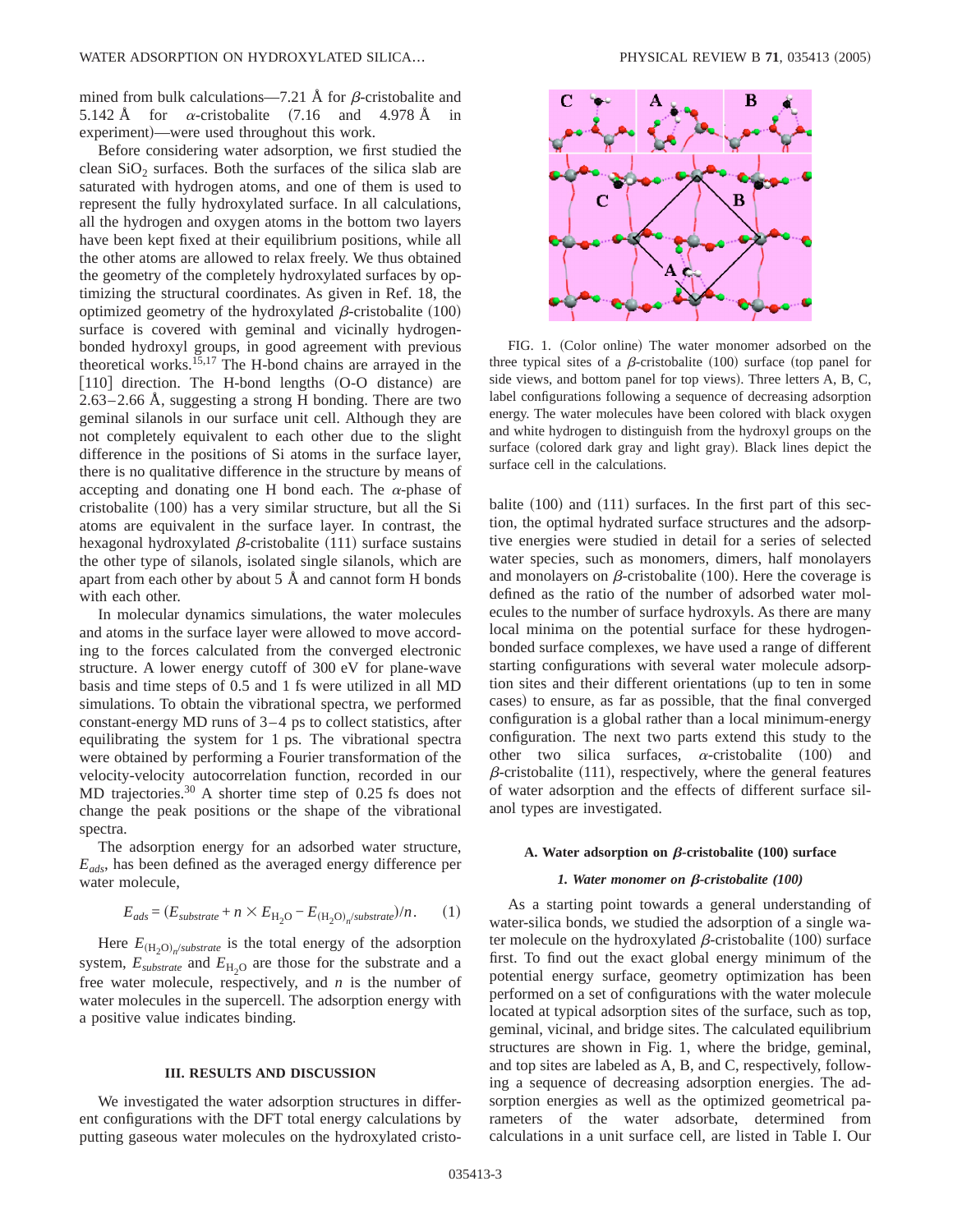mined from bulk calculations—7.21 Å for $\beta$-cristobalite and 5.142 Å for $\alpha$-cristobalite (7.16 and 4.978 Å in experiment)—were used throughout this work.

Before considering water adsorption, we first studied the clean $SiO_2$ surfaces. Both the surfaces of the silica slab are saturated with hydrogen atoms, and one of them is used to represent the fully hydroxylated surface. In all calculations, all the hydrogen and oxygen atoms in the bottom two layers have been kept fixed at their equilibrium positions, while all the other atoms are allowed to relax freely. We thus obtained the geometry of the completely hydroxylated surfaces by optimizing the structural coordinates. As given in Ref. 18, the optimized geometry of the hydroxylated $\beta$-cristobalite (100) surface is covered with geminal and vicinally hydrogen-bonded hydroxyl groups, in good agreement with previous theoretical works.[15,17] The H-bond chains are arrayed in the [110] direction. The H-bond lengths (O-O distance) are 2.63–2.66 Å, suggesting a strong H bonding. There are two geminal silanols in our surface unit cell. Although they are not completely equivalent to each other due to the slight difference in the positions of Si atoms in the surface layer, there is no qualitative difference in the structure by means of accepting and donating one H bond each. The $\alpha$-phase of cristobalite (100) has a very similar structure, but all the Si atoms are equivalent in the surface layer. In contrast, the hexagonal hydroxylated $\beta$-cristobalite (111) surface sustains the other type of silanols, isolated single silanols, which are apart from each other by about 5 Å and cannot form H bonds with each other.

In molecular dynamics simulations, the water molecules and atoms in the surface layer were allowed to move according to the forces calculated from the converged electronic structure. A lower energy cutoff of 300 eV for plane-wave basis and time steps of 0.5 and 1 fs were utilized in all MD simulations. To obtain the vibrational spectra, we performed constant-energy MD runs of 3–4 ps to collect statistics, after equilibrating the system for 1 ps. The vibrational spectra were obtained by performing a Fourier transformation of the velocity-velocity autocorrelation function, recorded in our MD trajectories.[30] A shorter time step of 0.25 fs does not change the peak positions or the shape of the vibrational spectra.

The adsorption energy for an adsorbed water structure, $E_{ads}$, has been defined as the averaged energy difference per water molecule,

$$E_{ads} = (E_{substrate} + n \times E_{H_2O} - E_{(H_2O)_n/substrate})/n. \qquad (1)$$

Here $E_{(H_2O)_n/substrate}$ is the total energy of the adsorption system, $E_{substrate}$ and $E_{H_2O}$ are those for the substrate and a free water molecule, respectively, and $n$ is the number of water molecules in the supercell. The adsorption energy with a positive value indicates binding.

## III. RESULTS AND DISCUSSION

We investigated the water adsorption structures in different configurations with the DFT total energy calculations by putting gaseous water molecules on the hydroxylated cristobalite (100) and (111) surfaces. In the first part of this section, the optimal hydrated surface structures and the adsorptive energies were studied in detail for a series of selected water species, such as monomers, dimers, half monolayers and monolayers on $\beta$-cristobalite (100). Here the coverage is defined as the ratio of the number of adsorbed water molecules to the number of surface hydroxyls. As there are many local minima on the potential surface for these hydrogen-bonded surface complexes, we have used a range of different starting configurations with several water molecule adsorption sites and their different orientations (up to ten in some cases) to ensure, as far as possible, that the final converged configuration is a global rather than a local minimum-energy configuration. The next two parts extend this study to the other two silica surfaces, $\alpha$-cristobalite (100) and $\beta$-cristobalite (111), respectively, where the general features of water adsorption and the effects of different surface silanol types are investigated.

FIG. 1. (Color online) The water monomer adsorbed on the three typical sites of a $\beta$-cristobalite (100) surface (top panel for side views, and bottom panel for top views). Three letters A, B, C, label configurations following a sequence of decreasing adsorption energy. The water molecules have been colored with black oxygen and white hydrogen to distinguish from the hydroxyl groups on the surface (colored dark gray and light gray). Black lines depict the surface cell in the calculations.

### A. Water adsorption on $\beta$-cristobalite (100) surface

#### 1. Water monomer on $\beta$-cristobalite (100)

As a starting point towards a general understanding of water-silica bonds, we studied the adsorption of a single water molecule on the hydroxylated $\beta$-cristobalite (100) surface first. To find out the exact global energy minimum of the potential energy surface, geometry optimization has been performed on a set of configurations with the water molecule located at typical adsorption sites of the surface, such as top, geminal, vicinal, and bridge sites. The calculated equilibrium structures are shown in Fig. 1, where the bridge, geminal, and top sites are labeled as A, B, and C, respectively, following a sequence of decreasing adsorption energies. The adsorption energies as well as the optimized geometrical parameters of the water adsorbate, determined from calculations in a unit surface cell, are listed in Table I. Our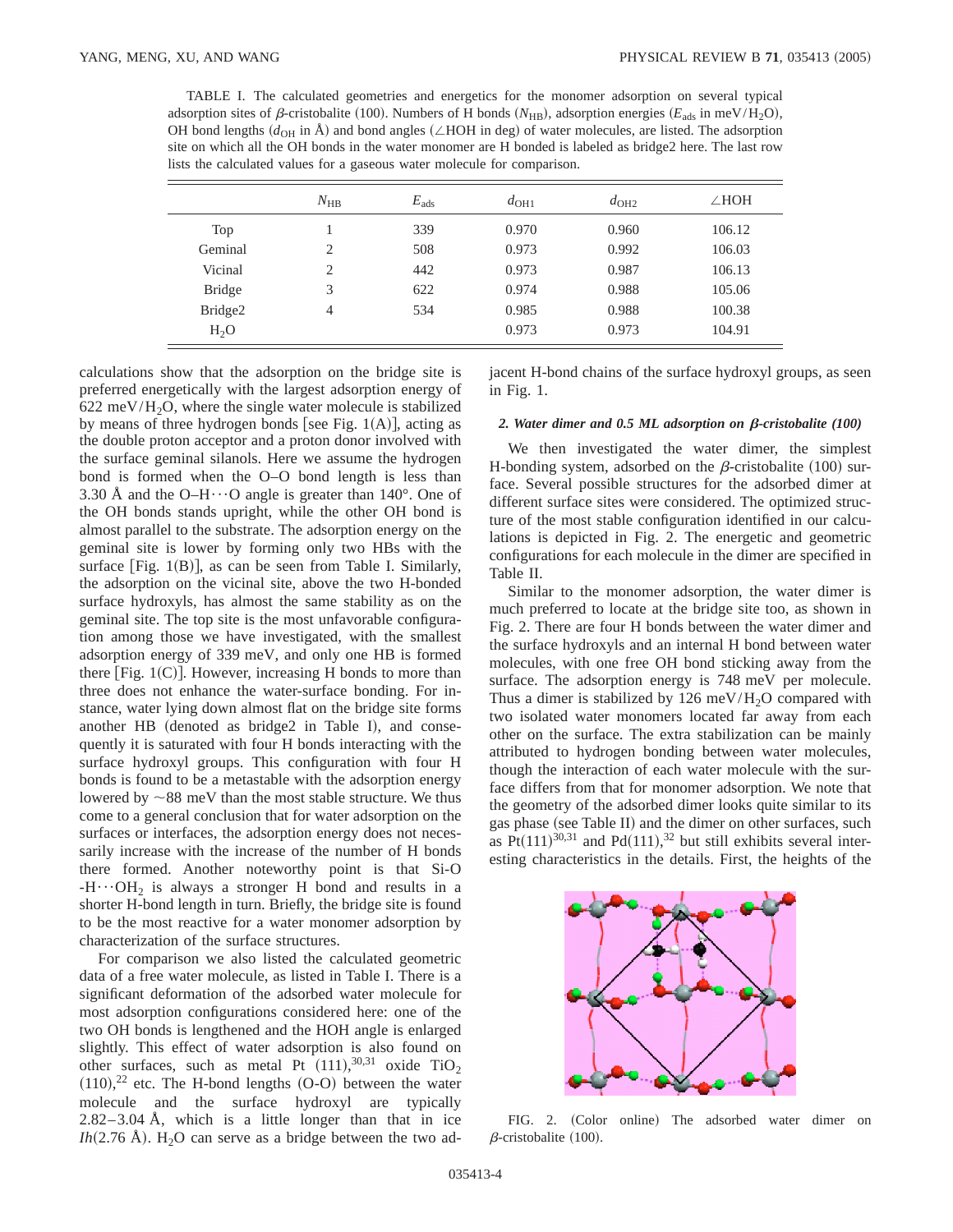TABLE I. The calculated geometries and energetics for the monomer adsorption on several typical adsorption sites of $\beta$-cristobalite (100). Numbers of H bonds ($N_{HB}$), adsorption energies ($E_{ads}$ in meV/$H_2O$), OH bond lengths ($d_{OH}$ in Å) and bond angles (∠HOH in deg) of water molecules, are listed. The adsorption site on which all the OH bonds in the water monomer are H bonded is labeled as bridge2 here. The last row lists the calculated values for a gaseous water molecule for comparison.

| | $N_{HB}$ | $E_{ads}$ | $d_{OH1}$ | $d_{OH2}$ | ∠HOH |
|---|---|---|---|---|---|
| Top | 1 | 339 | 0.970 | 0.960 | 106.12 |
| Geminal | 2 | 508 | 0.973 | 0.992 | 106.03 |
| Vicinal | 2 | 442 | 0.973 | 0.987 | 106.13 |
| Bridge | 3 | 622 | 0.974 | 0.988 | 105.06 |
| Bridge2 | 4 | 534 | 0.985 | 0.988 | 100.38 |
| $H_2O$ | | | 0.973 | 0.973 | 104.91 |

calculations show that the adsorption on the bridge site is preferred energetically with the largest adsorption energy of 622 meV/$H_2O$, where the single water molecule is stabilized by means of three hydrogen bonds [see Fig. 1(A)], acting as the double proton acceptor and a proton donor involved with the surface geminal silanols. Here we assume the hydrogen bond is formed when the O–O bond length is less than 3.30 Å and the O–H···O angle is greater than 140°. One of the OH bonds stands upright, while the other OH bond is almost parallel to the substrate. The adsorption energy on the geminal site is lower by forming only two HBs with the surface [Fig. 1(B)], as can be seen from Table I. Similarly, the adsorption on the vicinal site, above the two H-bonded surface hydroxyls, has almost the same stability as on the geminal site. The top site is the most unfavorable configuration among those we have investigated, with the smallest adsorption energy of 339 meV, and only one HB is formed there [Fig. 1(C)]. However, increasing H bonds to more than three does not enhance the water-surface bonding. For instance, water lying down almost flat on the bridge site forms another HB (denoted as bridge2 in Table I), and consequently it is saturated with four H bonds interacting with the surface hydroxyl groups. This configuration with four H bonds is found to be a metastable with the adsorption energy lowered by ~88 meV than the most stable structure. We thus come to a general conclusion that for water adsorption on the surfaces or interfaces, the adsorption energy does not necessarily increase with the increase of the number of H bonds there formed. Another noteworthy point is that Si-O -H···$OH_2$ is always a stronger H bond and results in a shorter H-bond length in turn. Briefly, the bridge site is found to be the most reactive for a water monomer adsorption by characterization of the surface structures.

For comparison we also listed the calculated geometric data of a free water molecule, as listed in Table I. There is a significant deformation of the adsorbed water molecule for most adsorption configurations considered here: one of the two OH bonds is lengthened and the HOH angle is enlarged slightly. This effect of water adsorption is also found on other surfaces, such as metal Pt (111),[30,31] oxide $TiO_2$ (110),[22] etc. The H-bond lengths (O-O) between the water molecule and the surface hydroxyl are typically 2.82–3.04 Å, which is a little longer than that in ice *Ih*(2.76 Å). $H_2O$ can serve as a bridge between the two adjacent H-bond chains of the surface hydroxyl groups, as seen in Fig. 1.

### 2. Water dimer and 0.5 ML adsorption on β-cristobalite (100)

We then investigated the water dimer, the simplest H-bonding system, adsorbed on the $\beta$-cristobalite (100) surface. Several possible structures for the adsorbed dimer at different surface sites were considered. The optimized structure of the most stable configuration identified in our calculations is depicted in Fig. 2. The energetic and geometric configurations for each molecule in the dimer are specified in Table II.

Similar to the monomer adsorption, the water dimer is much preferred to locate at the bridge site too, as shown in Fig. 2. There are four H bonds between the water dimer and the surface hydroxyls and an internal H bond between water molecules, with one free OH bond sticking away from the surface. The adsorption energy is 748 meV per molecule. Thus a dimer is stabilized by 126 meV/$H_2O$ compared with two isolated water monomers located far away from each other on the surface. The extra stabilization can be mainly attributed to hydrogen bonding between water molecules, though the interaction of each water molecule with the surface differs from that for monomer adsorption. We note that the geometry of the adsorbed dimer looks quite similar to its gas phase (see Table II) and the dimer on other surfaces, such as Pt(111)[30,31] and Pd(111),[32] but still exhibits several interesting characteristics in the details. First, the heights of the

FIG. 2. (Color online) The adsorbed water dimer on $\beta$-cristobalite (100).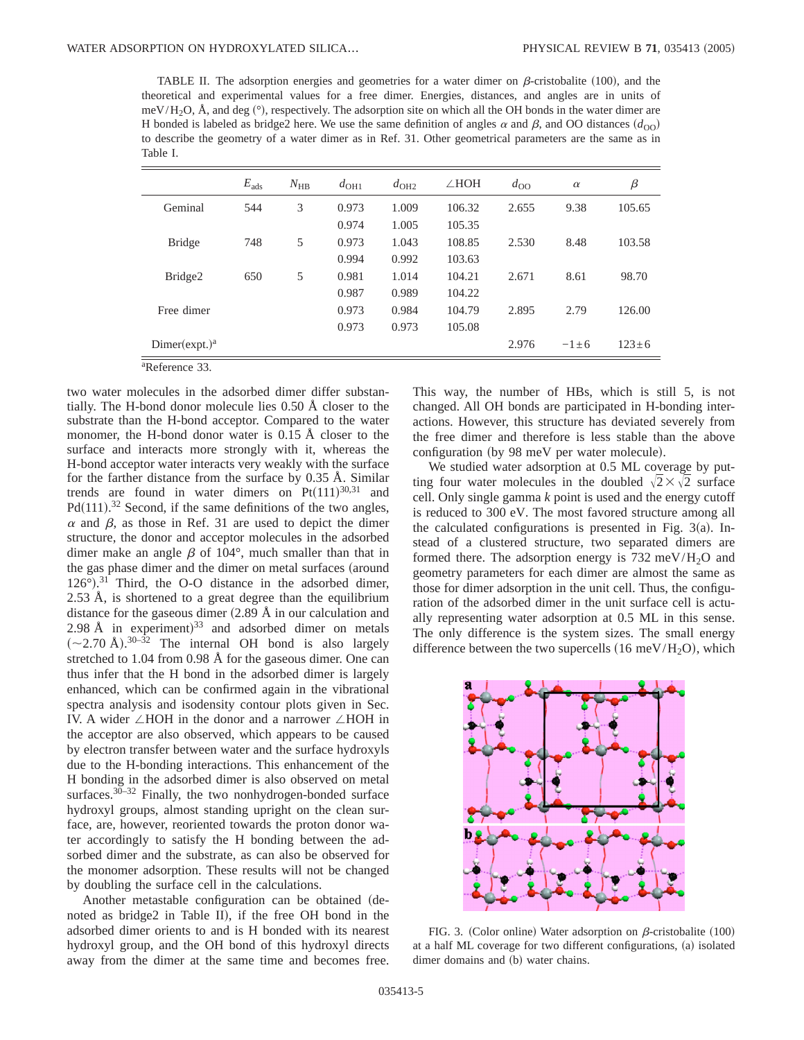TABLE II. The adsorption energies and geometries for a water dimer on $\beta$-cristobalite (100), and the theoretical and experimental values for a free dimer. Energies, distances, and angles are in units of meV/$H_2O$, Å, and deg (°), respectively. The adsorption site on which all the OH bonds in the water dimer are H bonded is labeled as bridge2 here. We use the same definition of angles $\alpha$ and $\beta$, and OO distances ($d_{OO}$) to describe the geometry of a water dimer as in Ref. 31. Other geometrical parameters are the same as in Table I.

| | $E_{ads}$ | $N_{HB}$ | $d_{OH1}$ | $d_{OH2}$ | $\angle$HOH | $d_{OO}$ | $\alpha$ | $\beta$ |
|---|---|---|---|---|---|---|---|---|
| Geminal | 544 | 3 | 0.973 | 1.009 | 106.32 | 2.655 | 9.38 | 105.65 |
| | | | 0.974 | 1.005 | 105.35 | | | |
| Bridge | 748 | 5 | 0.973 | 1.043 | 108.85 | 2.530 | 8.48 | 103.58 |
| | | | 0.994 | 0.992 | 103.63 | | | |
| Bridge2 | 650 | 5 | 0.981 | 1.014 | 104.21 | 2.671 | 8.61 | 98.70 |
| | | | 0.987 | 0.989 | 104.22 | | | |
| Free dimer | | | 0.973 | 0.984 | 104.79 | 2.895 | 2.79 | 126.00 |
| | | | 0.973 | 0.973 | 105.08 | | | |
| Dimer(expt.)[a] | | | | | | 2.976 | $-1\pm6$ | $123\pm6$ |

[a]Reference 33.

two water molecules in the adsorbed dimer differ substantially. The H-bond donor molecule lies 0.50 Å closer to the substrate than the H-bond acceptor. Compared to the water monomer, the H-bond donor water is 0.15 Å closer to the surface and interacts more strongly with it, whereas the H-bond acceptor water interacts very weakly with the surface for the farther distance from the surface by 0.35 Å. Similar trends are found in water dimers on Pt(111)[30,31] and Pd(111).[32] Second, if the same definitions of the two angles, $\alpha$ and $\beta$, as those in Ref. 31 are used to depict the dimer structure, the donor and acceptor molecules in the adsorbed dimer make an angle $\beta$ of 104°, much smaller than that in the gas phase dimer and the dimer on metal surfaces (around 126°).[31] Third, the O-O distance in the adsorbed dimer, 2.53 Å, is shortened to a great degree than the equilibrium distance for the gaseous dimer (2.89 Å in our calculation and 2.98 Å in experiment)[33] and adsorbed dimer on metals ($\sim$2.70 Å).[30–32] The internal OH bond is also largely stretched to 1.04 from 0.98 Å for the gaseous dimer. One can thus infer that the H bond in the adsorbed dimer is largely enhanced, which can be confirmed again in the vibrational spectra analysis and isodensity contour plots given in Sec. IV. A wider $\angle$HOH in the donor and a narrower $\angle$HOH in the acceptor are also observed, which appears to be caused by electron transfer between water and the surface hydroxyls due to the H-bonding interactions. This enhancement of the H bonding in the adsorbed dimer is also observed on metal surfaces.[30–32] Finally, the two nonhydrogen-bonded surface hydroxyl groups, almost standing upright on the clean surface, are, however, reoriented towards the proton donor water accordingly to satisfy the H bonding between the adsorbed dimer and the substrate, as can also be observed for the monomer adsorption. These results will not be changed by doubling the surface cell in the calculations.

Another metastable configuration can be obtained (denoted as bridge2 in Table II), if the free OH bond in the adsorbed dimer orients to and is H bonded with its nearest hydroxyl group, and the OH bond of this hydroxyl directs away from the dimer at the same time and becomes free. This way, the number of HBs, which is still 5, is not changed. All OH bonds are participated in H-bonding interactions. However, this structure has deviated severely from the free dimer and therefore is less stable than the above configuration (by 98 meV per water molecule).

We studied water adsorption at 0.5 ML coverage by putting four water molecules in the doubled $\sqrt{2}\times\sqrt{2}$ surface cell. Only single gamma $k$ point is used and the energy cutoff is reduced to 300 eV. The most favored structure among all the calculated configurations is presented in Fig. 3(a). Instead of a clustered structure, two separated dimers are formed there. The adsorption energy is 732 meV/$H_2O$ and geometry parameters for each dimer are almost the same as those for dimer adsorption in the unit cell. Thus, the configuration of the adsorbed dimer in the unit surface cell is actually representing water adsorption at 0.5 ML in this sense. The only difference is the system sizes. The small energy difference between the two supercells (16 meV/$H_2O$), which

FIG. 3. (Color online) Water adsorption on $\beta$-cristobalite (100) at a half ML coverage for two different configurations, (a) isolated dimer domains and (b) water chains.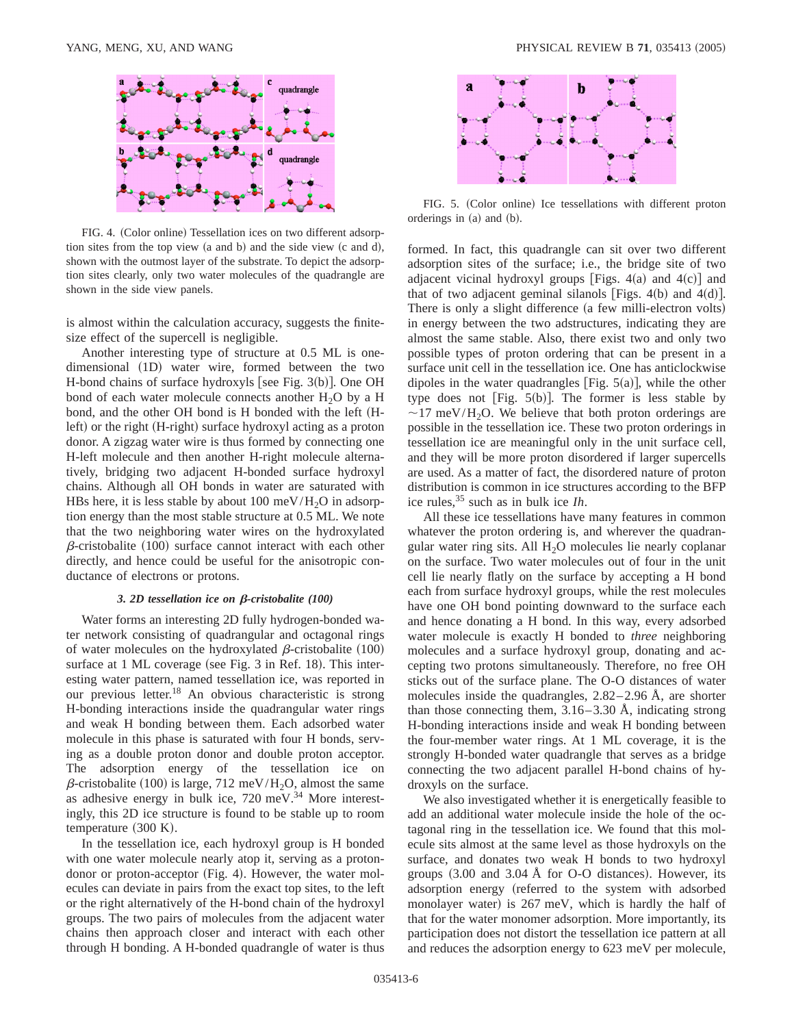FIG. 4. (Color online) Tessellation ices on two different adsorption sites from the top view (a and b) and the side view (c and d), shown with the outmost layer of the substrate. To depict the adsorption sites clearly, only two water molecules of the quadrangle are shown in the side view panels.

is almost within the calculation accuracy, suggests the finite-size effect of the supercell is negligible.

Another interesting type of structure at 0.5 ML is one-dimensional (1D) water wire, formed between the two H-bond chains of surface hydroxyls [see Fig. 3(b)]. One OH bond of each water molecule connects another $H_2O$ by a H bond, and the other OH bond is H bonded with the left (H-left) or the right (H-right) surface hydroxyl acting as a proton donor. A zigzag water wire is thus formed by connecting one H-left molecule and then another H-right molecule alternatively, bridging two adjacent H-bonded surface hydroxyl chains. Although all OH bonds in water are saturated with HBs here, it is less stable by about 100 meV/$H_2O$ in adsorption energy than the most stable structure at 0.5 ML. We note that the two neighboring water wires on the hydroxylated $\beta$-cristobalite (100) surface cannot interact with each other directly, and hence could be useful for the anisotropic conductance of electrons or protons.

### 3. 2D tessellation ice on $\beta$-cristobalite (100)

Water forms an interesting 2D fully hydrogen-bonded water network consisting of quadrangular and octagonal rings of water molecules on the hydroxylated $\beta$-cristobalite (100) surface at 1 ML coverage (see Fig. 3 in Ref. 18). This interesting water pattern, named tessellation ice, was reported in our previous letter.[18] An obvious characteristic is strong H-bonding interactions inside the quadrangular water rings and weak H bonding between them. Each adsorbed water molecule in this phase is saturated with four H bonds, serving as a double proton donor and double proton acceptor. The adsorption energy of the tessellation ice on $\beta$-cristobalite (100) is large, 712 meV/$H_2O$, almost the same as adhesive energy in bulk ice, 720 meV.[34] More interestingly, this 2D ice structure is found to be stable up to room temperature (300 K).

In the tessellation ice, each hydroxyl group is H bonded with one water molecule nearly atop it, serving as a proton-donor or proton-acceptor (Fig. 4). However, the water molecules can deviate in pairs from the exact top sites, to the left or the right alternatively of the H-bond chain of the hydroxyl groups. The two pairs of molecules from the adjacent water chains then approach closer and interact with each other through H bonding. A H-bonded quadrangle of water is thus formed. In fact, this quadrangle can sit over two different adsorption sites of the surface; i.e., the bridge site of two adjacent vicinal hydroxyl groups [Figs. 4(a) and 4(c)] and that of two adjacent geminal silanols [Figs. 4(b) and 4(d)]. There is only a slight difference (a few milli-electron volts) in energy between the two adstructures, indicating they are almost the same stable. Also, there exist two and only two possible types of proton ordering that can be present in a surface unit cell in the tessellation ice. One has anticlockwise dipoles in the water quadrangles [Fig. 5(a)], while the other type does not [Fig. 5(b)]. The former is less stable by $\sim$17 meV/$H_2O$. We believe that both proton orderings are possible in the tessellation ice. These two proton orderings in tessellation ice are meaningful only in the unit surface cell, and they will be more proton disordered if larger supercells are used. As a matter of fact, the disordered nature of proton distribution is common in ice structures according to the BFP ice rules,[35] such as in bulk ice *Ih*.

FIG. 5. (Color online) Ice tessellations with different proton orderings in (a) and (b).

All these ice tessellations have many features in common whatever the proton ordering is, and wherever the quadrangular water ring sits. All $H_2O$ molecules lie nearly coplanar on the surface. Two water molecules out of four in the unit cell lie nearly flatly on the surface by accepting a H bond each from surface hydroxyl groups, while the rest molecules have one OH bond pointing downward to the surface each and hence donating a H bond. In this way, every adsorbed water molecule is exactly H bonded to *three* neighboring molecules and a surface hydroxyl group, donating and accepting two protons simultaneously. Therefore, no free OH sticks out of the surface plane. The O-O distances of water molecules inside the quadrangles, 2.82–2.96 Å, are shorter than those connecting them, 3.16–3.30 Å, indicating strong H-bonding interactions inside and weak H bonding between the four-member water rings. At 1 ML coverage, it is the strongly H-bonded water quadrangle that serves as a bridge connecting the two adjacent parallel H-bond chains of hydroxyls on the surface.

We also investigated whether it is energetically feasible to add an additional water molecule inside the hole of the octagonal ring in the tessellation ice. We found that this molecule sits almost at the same level as those hydroxyls on the surface, and donates two weak H bonds to two hydroxyl groups (3.00 and 3.04 Å for O-O distances). However, its adsorption energy (referred to the system with adsorbed monolayer water) is 267 meV, which is hardly the half of that for the water monomer adsorption. More importantly, its participation does not distort the tessellation ice pattern at all and reduces the adsorption energy to 623 meV per molecule,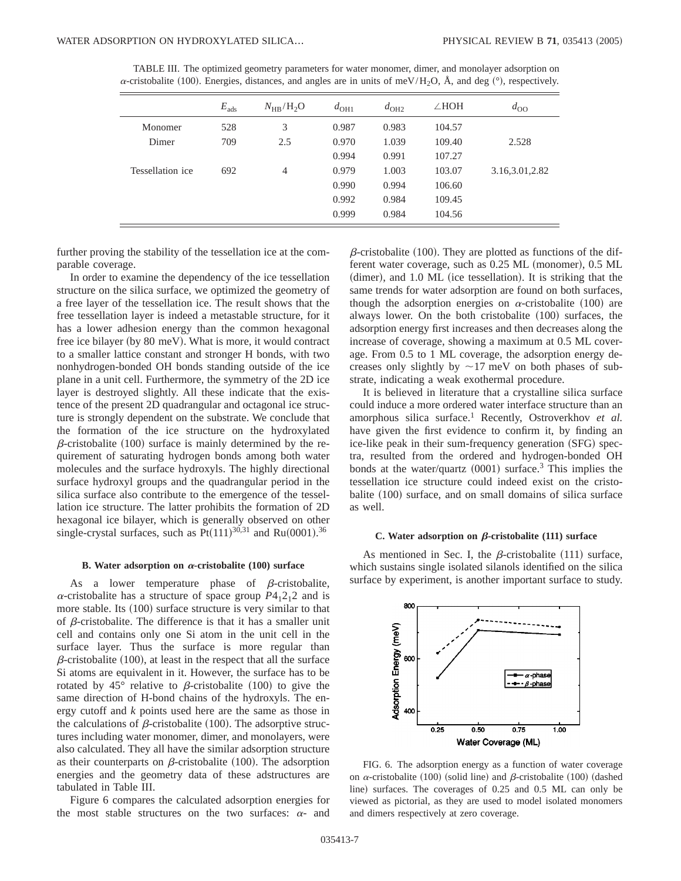TABLE III. The optimized geometry parameters for water monomer, dimer, and monolayer adsorption on $\alpha$-cristobalite (100). Energies, distances, and angles are in units of meV/$H_2O$, Å, and deg (°), respectively.

| | $E_{ads}$ | $N_{HB}/H_2O$ | $d_{OH1}$ | $d_{OH2}$ | ∠HOH | $d_{OO}$ |
|---|---|---|---|---|---|---|
| Monomer | 528 | 3 | 0.987 | 0.983 | 104.57 | |
| Dimer | 709 | 2.5 | 0.970 | 1.039 | 109.40 | 2.528 |
| | | | 0.994 | 0.991 | 107.27 | |
| Tessellation ice | 692 | 4 | 0.979 | 1.003 | 103.07 | 3.16,3.01,2.82 |
| | | | 0.990 | 0.994 | 106.60 | |
| | | | 0.992 | 0.984 | 109.45 | |
| | | | 0.999 | 0.984 | 104.56 | |

further proving the stability of the tessellation ice at the comparable coverage.

In order to examine the dependency of the ice tessellation structure on the silica surface, we optimized the geometry of a free layer of the tessellation ice. The result shows that the free tessellation layer is indeed a metastable structure, for it has a lower adhesion energy than the common hexagonal free ice bilayer (by 80 meV). What is more, it would contract to a smaller lattice constant and stronger H bonds, with two nonhydrogen-bonded OH bonds standing outside of the ice plane in a unit cell. Furthermore, the symmetry of the 2D ice layer is destroyed slightly. All these indicate that the existence of the present 2D quadrangular and octagonal ice structure is strongly dependent on the substrate. We conclude that the formation of the ice structure on the hydroxylated $\beta$-cristobalite (100) surface is mainly determined by the requirement of saturating hydrogen bonds among both water molecules and the surface hydroxyls. The highly directional surface hydroxyl groups and the quadrangular period in the silica surface also contribute to the emergence of the tessellation ice structure. The latter prohibits the formation of 2D hexagonal ice bilayer, which is generally observed on other single-crystal surfaces, such as Pt(111)[30,31] and Ru(0001).[36]

### B. Water adsorption on $\alpha$-cristobalite (100) surface

As a lower temperature phase of $\beta$-cristobalite, $\alpha$-cristobalite has a structure of space group $P4_12_12$ and is more stable. Its (100) surface structure is very similar to that of $\beta$-cristobalite. The difference is that it has a smaller unit cell and contains only one Si atom in the unit cell in the surface layer. Thus the surface is more regular than $\beta$-cristobalite (100), at least in the respect that all the surface Si atoms are equivalent in it. However, the surface has to be rotated by 45° relative to $\beta$-cristobalite (100) to give the same direction of H-bond chains of the hydroxyls. The energy cutoff and *k* points used here are the same as those in the calculations of $\beta$-cristobalite (100). The adsorptive structures including water monomer, dimer, and monolayers, were also calculated. They all have the similar adsorption structure as their counterparts on $\beta$-cristobalite (100). The adsorption energies and the geometry data of these adstructures are tabulated in Table III.

Figure 6 compares the calculated adsorption energies for the most stable structures on the two surfaces: $\alpha$- and $\beta$-cristobalite (100). They are plotted as functions of the different water coverage, such as 0.25 ML (monomer), 0.5 ML (dimer), and 1.0 ML (ice tessellation). It is striking that the same trends for water adsorption are found on both surfaces, though the adsorption energies on $\alpha$-cristobalite (100) are always lower. On the both cristobalite (100) surfaces, the adsorption energy first increases and then decreases along the increase of coverage, showing a maximum at 0.5 ML coverage. From 0.5 to 1 ML coverage, the adsorption energy decreases only slightly by ~17 meV on both phases of substrate, indicating a weak exothermal procedure.

It is believed in literature that a crystalline silica surface could induce a more ordered water interface structure than an amorphous silica surface.[1] Recently, Ostroverkhov *et al.* have given the first evidence to confirm it, by finding an ice-like peak in their sum-frequency generation (SFG) spectra, resulted from the ordered and hydrogen-bonded OH bonds at the water/quartz (0001) surface.[3] This implies the tessellation ice structure could indeed exist on the cristobalite (100) surface, and on small domains of silica surface as well.

### C. Water adsorption on $\beta$-cristobalite (111) surface

As mentioned in Sec. I, the $\beta$-cristobalite (111) surface, which sustains single isolated silanols identified on the silica surface by experiment, is another important surface to study.

800
600
400
Adsorption Energy (meV)
0.25
0.50
0.75
1.00
Water Coverage (ML)
α-phase
β-phase

FIG. 6. The adsorption energy as a function of water coverage on $\alpha$-cristobalite (100) (solid line) and $\beta$-cristobalite (100) (dashed line) surfaces. The coverages of 0.25 and 0.5 ML can only be viewed as pictorial, as they are used to model isolated monomers and dimers respectively at zero coverage.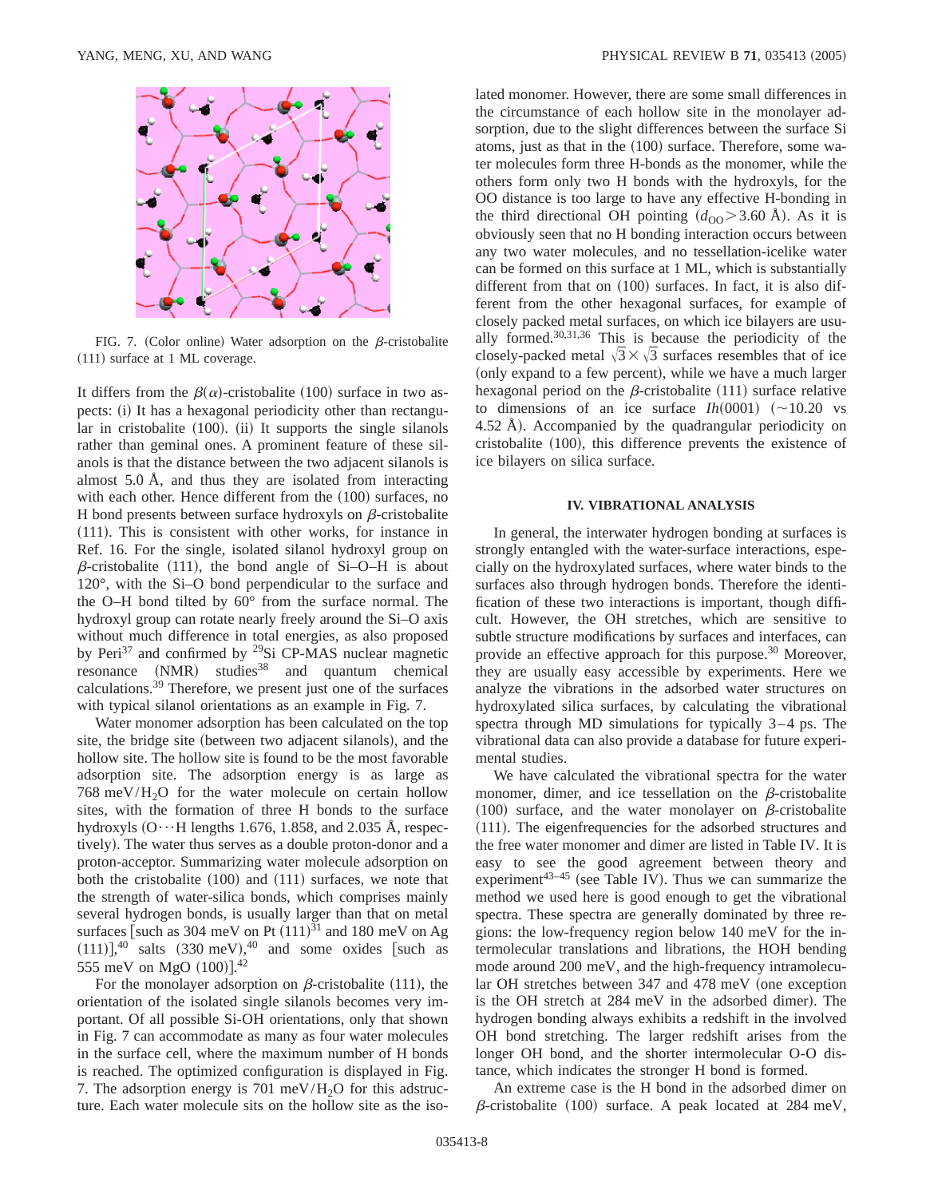FIG. 7. (Color online) Water adsorption on the $\beta$-cristobalite (111) surface at 1 ML coverage.

It differs from the $\beta(\alpha)$-cristobalite (100) surface in two aspects: (i) It has a hexagonal periodicity other than rectangular in cristobalite (100). (ii) It supports the single silanols rather than geminal ones. A prominent feature of these silanols is that the distance between the two adjacent silanols is almost 5.0 Å, and thus they are isolated from interacting with each other. Hence different from the (100) surfaces, no H bond presents between surface hydroxyls on $\beta$-cristobalite (111). This is consistent with other works, for instance in Ref. 16. For the single, isolated silanol hydroxyl group on $\beta$-cristobalite (111), the bond angle of Si–O–H is about 120°, with the Si–O bond perpendicular to the surface and the O–H bond tilted by 60° from the surface normal. The hydroxyl group can rotate nearly freely around the Si–O axis without much difference in total energies, as also proposed by Peri[37] and confirmed by $^{29}$Si CP-MAS nuclear magnetic resonance (NMR) studies[38] and quantum chemical calculations.[39] Therefore, we present just one of the surfaces with typical silanol orientations as an example in Fig. 7.

Water monomer adsorption has been calculated on the top site, the bridge site (between two adjacent silanols), and the hollow site. The hollow site is found to be the most favorable adsorption site. The adsorption energy is as large as 768 meV/$H_2O$ for the water molecule on certain hollow sites, with the formation of three H bonds to the surface hydroxyls (O$\cdots$H lengths 1.676, 1.858, and 2.035 Å, respectively). The water thus serves as a double proton-donor and a proton-acceptor. Summarizing water molecule adsorption on both the cristobalite (100) and (111) surfaces, we note that the strength of water-silica bonds, which comprises mainly several hydrogen bonds, is usually larger than that on metal surfaces [such as 304 meV on Pt (111)[31] and 180 meV on Ag (111)],[40] salts (330 meV),[40] and some oxides [such as 555 meV on MgO (100)].[42]

For the monolayer adsorption on $\beta$-cristobalite (111), the orientation of the isolated single silanols becomes very important. Of all possible Si-OH orientations, only that shown in Fig. 7 can accommodate as many as four water molecules in the surface cell, where the maximum number of H bonds is reached. The optimized configuration is displayed in Fig. 7. The adsorption energy is 701 meV/$H_2O$ for this adstructure. Each water molecule sits on the hollow site as the isolated monomer. However, there are some small differences in the circumstance of each hollow site in the monolayer adsorption, due to the slight differences between the surface Si atoms, just as that in the (100) surface. Therefore, some water molecules form three H-bonds as the monomer, while the others form only two H bonds with the hydroxyls, for the OO distance is too large to have any effective H-bonding in the third directional OH pointing ($d_{OO} > 3.60$ Å). As it is obviously seen that no H bonding interaction occurs between any two water molecules, and no tessellation-icelike water can be formed on this surface at 1 ML, which is substantially different from that on (100) surfaces. In fact, it is also different from the other hexagonal surfaces, for example of closely packed metal surfaces, on which ice bilayers are usually formed.[30,31,36] This is because the periodicity of the closely-packed metal $\sqrt{3}\times\sqrt{3}$ surfaces resembles that of ice (only expand to a few percent), while we have a much larger hexagonal period on the $\beta$-cristobalite (111) surface relative to dimensions of an ice surface *Ih*(0001) ($\sim$10.20 vs 4.52 Å). Accompanied by the quadrangular periodicity on cristobalite (100), this difference prevents the existence of ice bilayers on silica surface.

## IV. VIBRATIONAL ANALYSIS

In general, the interwater hydrogen bonding at surfaces is strongly entangled with the water-surface interactions, especially on the hydroxylated surfaces, where water binds to the surfaces also through hydrogen bonds. Therefore the identification of these two interactions is important, though difficult. However, the OH stretches, which are sensitive to subtle structure modifications by surfaces and interfaces, can provide an effective approach for this purpose.[30] Moreover, they are usually easy accessible by experiments. Here we analyze the vibrations in the adsorbed water structures on hydroxylated silica surfaces, by calculating the vibrational spectra through MD simulations for typically 3–4 ps. The vibrational data can also provide a database for future experimental studies.

We have calculated the vibrational spectra for the water monomer, dimer, and ice tessellation on the $\beta$-cristobalite (100) surface, and the water monolayer on $\beta$-cristobalite (111). The eigenfrequencies for the adsorbed structures and the free water monomer and dimer are listed in Table IV. It is easy to see the good agreement between theory and experiment[43–45] (see Table IV). Thus we can summarize the method we used here is good enough to get the vibrational spectra. These spectra are generally dominated by three regions: the low-frequency region below 140 meV for the intermolecular translations and librations, the HOH bending mode around 200 meV, and the high-frequency intramolecular OH stretches between 347 and 478 meV (one exception is the OH stretch at 284 meV in the adsorbed dimer). The hydrogen bonding always exhibits a redshift in the involved OH bond stretching. The larger redshift arises from the longer OH bond, and the shorter intermolecular O-O distance, which indicates the stronger H bond is formed.

An extreme case is the H bond in the adsorbed dimer on $\beta$-cristobalite (100) surface. A peak located at 284 meV,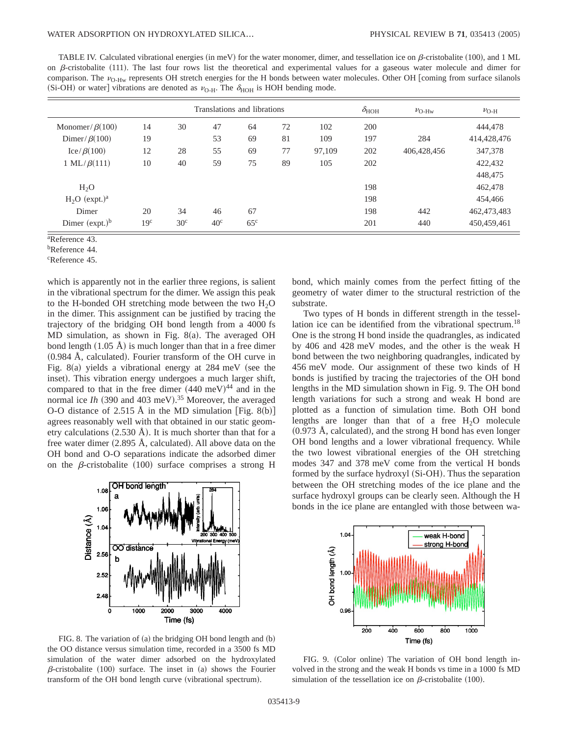TABLE IV. Calculated vibrational energies (in meV) for the water monomer, dimer, and tessellation ice on $\beta$-cristobalite (100), and 1 ML on $\beta$-cristobalite (111). The last four rows list the theoretical and experimental values for a gaseous water molecule and dimer for comparison. The $\nu_{\text{O-Hw}}$ represents OH stretch energies for the H bonds between water molecules. Other OH [coming from surface silanols (Si-OH) or water] vibrations are denoted as $\nu_{\text{O-H}}$. The $\delta_{\text{HOH}}$ is HOH bending mode.

| | Translations and librations | | | | | | $\delta_{\text{HOH}}$ | $\nu_{\text{O-Hw}}$ | $\nu_{\text{O-H}}$ |
|---|---|---|---|---|---|---|---|---|---|
| Monomer/$\beta$(100) | 14 | 30 | 47 | 64 | 72 | 102 | 200 | | 444,478 |
| Dimer/$\beta$(100) | 19 | | 53 | 69 | 81 | 109 | 197 | 284 | 414,428,476 |
| Ice/$\beta$(100) | 12 | 28 | 55 | 69 | 77 | 97,109 | 202 | 406,428,456 | 347,378 |
| 1 ML/$\beta$(111) | 10 | 40 | 59 | 75 | 89 | 105 | 202 | | 422,432 |
| | | | | | | | | | 448,475 |
| $H_2O$ | | | | | | | 198 | | 462,478 |
| $H_2O$ (expt.)[a] | | | | | | | 198 | | 454,466 |
| Dimer | 20 | 34 | 46 | 67 | | | 198 | 442 | 462,473,483 |
| Dimer (expt.)[b] | 19[c] | 30[c] | 40[c] | 65[c] | | | 201 | 440 | 450,459,461 |

[a]Reference 43.

[b]Reference 44.

[c]Reference 45.

which is apparently not in the earlier three regions, is salient in the vibrational spectrum for the dimer. We assign this peak to the H-bonded OH stretching mode between the two $H_2O$ in the dimer. This assignment can be justified by tracing the trajectory of the bridging OH bond length from a 4000 fs MD simulation, as shown in Fig. 8(a). The averaged OH bond length (1.05 Å) is much longer than that in a free dimer (0.984 Å, calculated). Fourier transform of the OH curve in Fig. 8(a) yields a vibrational energy at 284 meV (see the inset). This vibration energy undergoes a much larger shift, compared to that in the free dimer (440 meV)[44] and in the normal ice *Ih* (390 and 403 meV).[35] Moreover, the averaged O-O distance of 2.515 Å in the MD simulation [Fig. 8(b)] agrees reasonably well with that obtained in our static geometry calculations (2.530 Å). It is much shorter than that for a free water dimer (2.895 Å, calculated). All above data on the OH bond and O-O separations indicate the adsorbed dimer on the $\beta$-cristobalite (100) surface comprises a strong H bond, which mainly comes from the perfect fitting of the geometry of water dimer to the structural restriction of the substrate.

OH bond length
a
284
Intensity (arb. units)
200 300 400 500
Vibrational Energy (meV)
OO distance
b
Distance (Å)
1.08
1.06
1.04
2.56
2.52
2.48
0
1000
2000
3000
4000
Time (fs)

FIG. 8. The variation of (a) the bridging OH bond length and (b) the OO distance versus simulation time, recorded in a 3500 fs MD simulation of the water dimer adsorbed on the hydroxylated $\beta$-cristobalite (100) surface. The inset in (a) shows the Fourier transform of the OH bond length curve (vibrational spectrum).

Two types of H bonds in different strength in the tessellation ice can be identified from the vibrational spectrum.[18] One is the strong H bond inside the quadrangles, as indicated by 406 and 428 meV modes, and the other is the weak H bond between the two neighboring quadrangles, indicated by 456 meV mode. Our assignment of these two kinds of H bonds is justified by tracing the trajectories of the OH bond lengths in the MD simulation shown in Fig. 9. The OH bond length variations for such a strong and weak H bond are plotted as a function of simulation time. Both OH bond lengths are longer than that of a free $H_2O$ molecule (0.973 Å, calculated), and the strong H bond has even longer OH bond lengths and a lower vibrational frequency. While the two lowest vibrational energies of the OH stretching modes 347 and 378 meV come from the vertical H bonds formed by the surface hydroxyl (Si-OH). Thus the separation between the OH stretching modes of the ice plane and the surface hydroxyl groups can be clearly seen. Although the H bonds in the ice plane are entangled with those between wa-

weak H-bond
strong H-bond
OH bond length (Å)
1.04
1.00
0.96
200
400
600
800
1000
Time (fs)

FIG. 9. (Color online) The variation of OH bond length involved in the strong and the weak H bonds vs time in a 1000 fs MD simulation of the tessellation ice on $\beta$-cristobalite (100).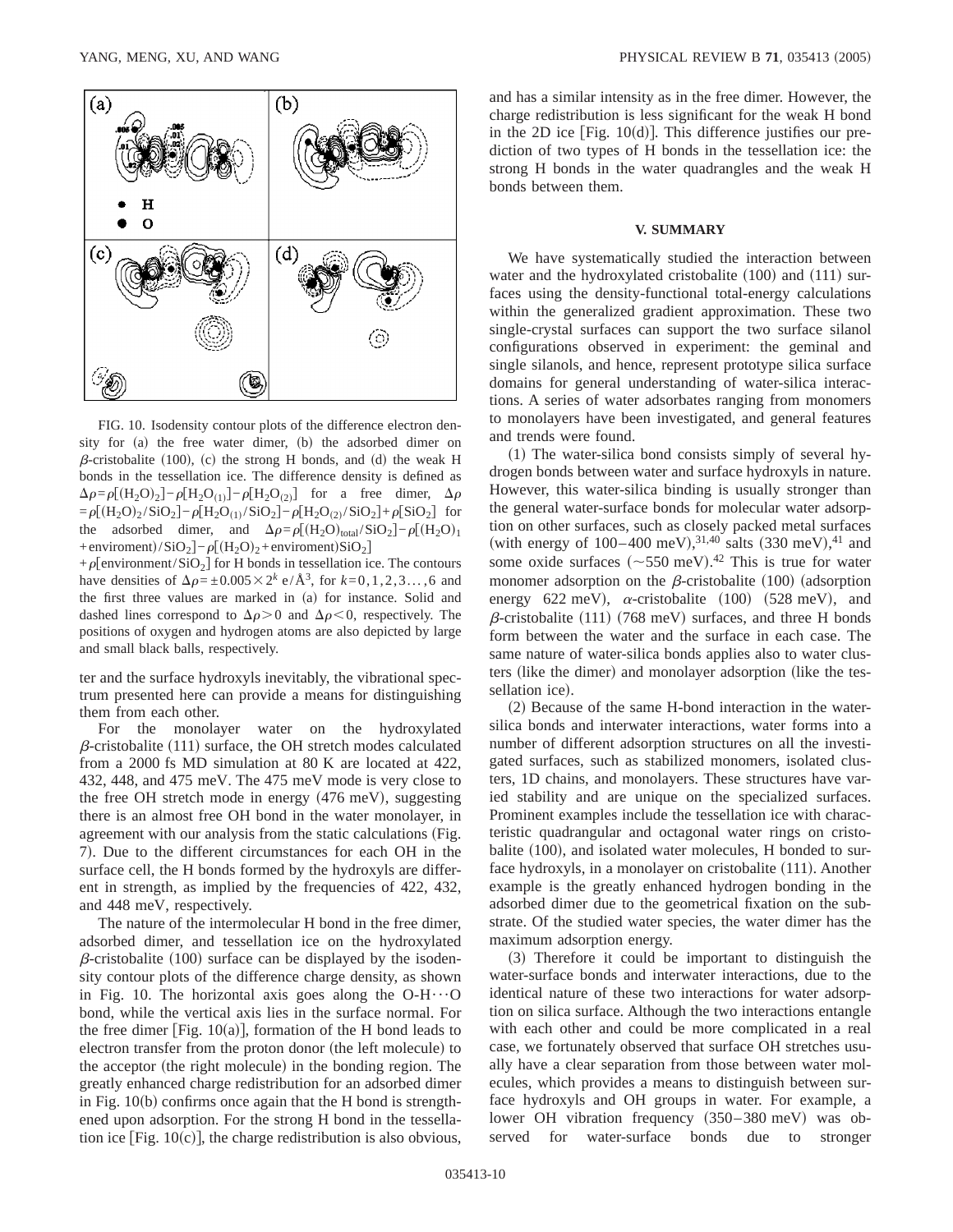(a) (b) (c) (d)

.005 .01 .02 .01 .02

H

O

FIG. 10. Isodensity contour plots of the difference electron density for (a) the free water dimer, (b) the adsorbed dimer on $\beta$-cristobalite (100), (c) the strong H bonds, and (d) the weak H bonds in the tessellation ice. The difference density is defined as $\Delta\rho=\rho[(H_2O)_2]-\rho[H_2O_{(1)}]-\rho[H_2O_{(2)}]$ for a free dimer, $\Delta\rho=\rho[(H_2O)_2/SiO_2]-\rho[H_2O_{(1)}/SiO_2]-\rho[H_2O_{(2)}/SiO_2]+\rho[SiO_2]$ for the adsorbed dimer, and $\Delta\rho=\rho[(H_2O)_{total}/SiO_2]-\rho[(H_2O)_1+\text{enviroment})/SiO_2]-\rho[(H_2O)_2+\text{enviroment})SiO_2]+\rho[\text{environment}/SiO_2]$ for H bonds in tessellation ice. The contours have densities of $\Delta\rho=\pm 0.005\times 2^k$ e/Å$^3$, for $k=0,1,2,3\ldots,6$ and the first three values are marked in (a) for instance. Solid and dashed lines correspond to $\Delta\rho>0$ and $\Delta\rho<0$, respectively. The positions of oxygen and hydrogen atoms are also depicted by large and small black balls, respectively.

ter and the surface hydroxyls inevitably, the vibrational spectrum presented here can provide a means for distinguishing them from each other.

For the monolayer water on the hydroxylated $\beta$-cristobalite (111) surface, the OH stretch modes calculated from a 2000 fs MD simulation at 80 K are located at 422, 432, 448, and 475 meV. The 475 meV mode is very close to the free OH stretch mode in energy (476 meV), suggesting there is an almost free OH bond in the water monolayer, in agreement with our analysis from the static calculations (Fig. 7). Due to the different circumstances for each OH in the surface cell, the H bonds formed by the hydroxyls are different in strength, as implied by the frequencies of 422, 432, and 448 meV, respectively.

The nature of the intermolecular H bond in the free dimer, adsorbed dimer, and tessellation ice on the hydroxylated $\beta$-cristobalite (100) surface can be displayed by the isodensity contour plots of the difference charge density, as shown in Fig. 10. The horizontal axis goes along the O-H$\cdots$O bond, while the vertical axis lies in the surface normal. For the free dimer [Fig. 10(a)], formation of the H bond leads to electron transfer from the proton donor (the left molecule) to the acceptor (the right molecule) in the bonding region. The greatly enhanced charge redistribution for an adsorbed dimer in Fig. 10(b) confirms once again that the H bond is strengthened upon adsorption. For the strong H bond in the tessellation ice [Fig. 10(c)], the charge redistribution is also obvious, and has a similar intensity as in the free dimer. However, the charge redistribution is less significant for the weak H bond in the 2D ice [Fig. 10(d)]. This difference justifies our prediction of two types of H bonds in the tessellation ice: the strong H bonds in the water quadrangles and the weak H bonds between them.

## V. SUMMARY

We have systematically studied the interaction between water and the hydroxylated cristobalite (100) and (111) surfaces using the density-functional total-energy calculations within the generalized gradient approximation. These two single-crystal surfaces can support the two surface silanol configurations observed in experiment: the geminal and single silanols, and hence, represent prototype silica surface domains for general understanding of water-silica interactions. A series of water adsorbates ranging from monomers to monolayers have been investigated, and general features and trends were found.

(1) The water-silica bond consists simply of several hydrogen bonds between water and surface hydroxyls in nature. However, this water-silica binding is usually stronger than the general water-surface bonds for molecular water adsorption on other surfaces, such as closely packed metal surfaces (with energy of 100–400 meV),[31,40] salts (330 meV),[41] and some oxide surfaces (~550 meV).[42] This is true for water monomer adsorption on the $\beta$-cristobalite (100) (adsorption energy 622 meV), $\alpha$-cristobalite (100) (528 meV), and $\beta$-cristobalite (111) (768 meV) surfaces, and three H bonds form between the water and the surface in each case. The same nature of water-silica bonds applies also to water clusters (like the dimer) and monolayer adsorption (like the tessellation ice).

(2) Because of the same H-bond interaction in the water-silica bonds and interwater interactions, water forms into a number of different adsorption structures on all the investigated surfaces, such as stabilized monomers, isolated clusters, 1D chains, and monolayers. These structures have varied stability and are unique on the specialized surfaces. Prominent examples include the tessellation ice with characteristic quadrangular and octagonal water rings on cristobalite (100), and isolated water molecules, H bonded to surface hydroxyls, in a monolayer on cristobalite (111). Another example is the greatly enhanced hydrogen bonding in the adsorbed dimer due to the geometrical fixation on the substrate. Of the studied water species, the water dimer has the maximum adsorption energy.

(3) Therefore it could be important to distinguish the water-surface bonds and interwater interactions, due to the identical nature of these two interactions for water adsorption on silica surface. Although the two interactions entangle with each other and could be more complicated in a real case, we fortunately observed that surface OH stretches usually have a clear separation from those between water molecules, which provides a means to distinguish between surface hydroxyls and OH groups in water. For example, a lower OH vibration frequency (350–380 meV) was observed for water-surface bonds due to stronger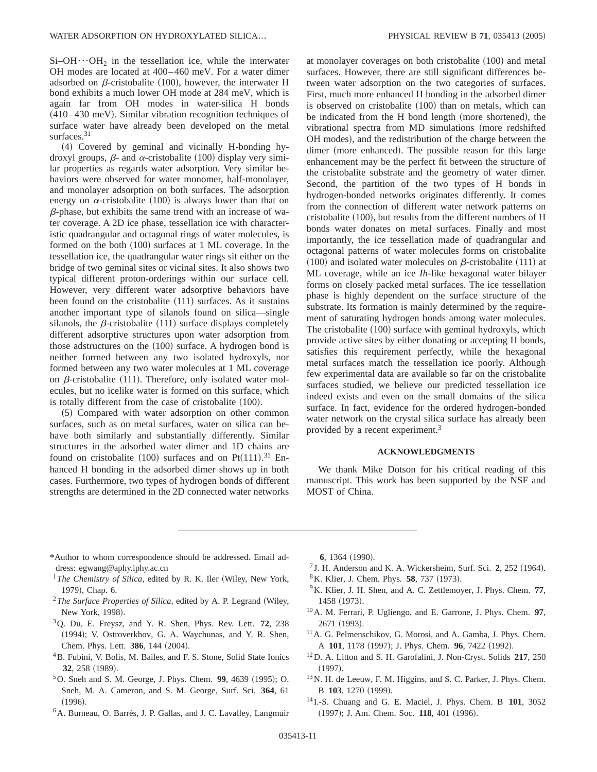Si–OH···$OH_2$ in the tessellation ice, while the interwater OH modes are located at 400–460 meV. For a water dimer adsorbed on $\beta$-cristobalite (100), however, the interwater H bond exhibits a much lower OH mode at 284 meV, which is again far from OH modes in water-silica H bonds (410–430 meV). Similar vibration recognition techniques of surface water have already been developed on the metal surfaces.[31]

(4) Covered by geminal and vicinally H-bonding hydroxyl groups, $\beta$- and $\alpha$-cristobalite (100) display very similar properties as regards water adsorption. Very similar behaviors were observed for water monomer, half-monolayer, and monolayer adsorption on both surfaces. The adsorption energy on $\alpha$-cristobalite (100) is always lower than that on $\beta$-phase, but exhibits the same trend with an increase of water coverage. A 2D ice phase, tessellation ice with characteristic quadrangular and octagonal rings of water molecules, is formed on the both (100) surfaces at 1 ML coverage. In the tessellation ice, the quadrangular water rings sit either on the bridge of two geminal sites or vicinal sites. It also shows two typical different proton-orderings within our surface cell. However, very different water adsorptive behaviors have been found on the cristobalite (111) surfaces. As it sustains another important type of silanols found on silica—single silanols, the $\beta$-cristobalite (111) surface displays completely different adsorptive structures upon water adsorption from those adstructures on the (100) surface. A hydrogen bond is neither formed between any two isolated hydroxyls, nor formed between any two water molecules at 1 ML coverage on $\beta$-cristobalite (111). Therefore, only isolated water molecules, but no icelike water is formed on this surface, which is totally different from the case of cristobalite (100).

(5) Compared with water adsorption on other common surfaces, such as on metal surfaces, water on silica can behave both similarly and substantially differently. Similar structures in the adsorbed water dimer and 1D chains are found on cristobalite (100) surfaces and on Pt(111).[31] Enhanced H bonding in the adsorbed dimer shows up in both cases. Furthermore, two types of hydrogen bonds of different strengths are determined in the 2D connected water networks at monolayer coverages on both cristobalite (100) and metal surfaces. However, there are still significant differences between water adsorption on the two categories of surfaces. First, much more enhanced H bonding in the adsorbed dimer is observed on cristobalite (100) than on metals, which can be indicated from the H bond length (more shortened), the vibrational spectra from MD simulations (more redshifted OH modes), and the redistribution of the charge between the dimer (more enhanced). The possible reason for this large enhancement may be the perfect fit between the structure of the cristobalite substrate and the geometry of water dimer. Second, the partition of the two types of H bonds in hydrogen-bonded networks originates differently. It comes from the connection of different water network patterns on cristobalite (100), but results from the different numbers of H bonds water donates on metal surfaces. Finally and most importantly, the ice tessellation made of quadrangular and octagonal patterns of water molecules forms on cristobalite (100) and isolated water molecules on $\beta$-cristobalite (111) at ML coverage, while an ice *Ih*-like hexagonal water bilayer forms on closely packed metal surfaces. The ice tessellation phase is highly dependent on the surface structure of the substrate. Its formation is mainly determined by the requirement of saturating hydrogen bonds among water molecules. The cristobalite (100) surface with geminal hydroxyls, which provide active sites by either donating or accepting H bonds, satisfies this requirement perfectly, while the hexagonal metal surfaces match the tessellation ice poorly. Although few experimental data are available so far on the cristobalite surfaces studied, we believe our predicted tessellation ice indeed exists and even on the small domains of the silica surface. In fact, evidence for the ordered hydrogen-bonded water network on the crystal silica surface has already been provided by a recent experiment.[3]

## ACKNOWLEDGMENTS

We thank Mike Dotson for his critical reading of this manuscript. This work has been supported by the NSF and MOST of China.

---

*Author to whom correspondence should be addressed. Email address: egwang@aphy.iphy.ac.cn

[1] *The Chemistry of Silica*, edited by R. K. Iler (Wiley, New York, 1979), Chap. 6.

[2] *The Surface Properties of Silica*, edited by A. P. Legrand (Wiley, New York, 1998).

[3] Q. Du, E. Freysz, and Y. R. Shen, Phys. Rev. Lett. **72**, 238 (1994); V. Ostroverkhov, G. A. Waychunas, and Y. R. Shen, Chem. Phys. Lett. **386**, 144 (2004).

[4] B. Fubini, V. Bolis, M. Bailes, and F. S. Stone, Solid State Ionics **32**, 258 (1989).

[5] O. Sneh and S. M. George, J. Phys. Chem. **99**, 4639 (1995); O. Sneh, M. A. Cameron, and S. M. George, Surf. Sci. **364**, 61 (1996).

[6] A. Burneau, O. Barrès, J. P. Gallas, and J. C. Lavalley, Langmuir **6**, 1364 (1990).

[7] J. H. Anderson and K. A. Wickersheim, Surf. Sci. **2**, 252 (1964).

[8] K. Klier, J. Chem. Phys. **58**, 737 (1973).

[9] K. Klier, J. H. Shen, and A. C. Zettlemoyer, J. Phys. Chem. **77**, 1458 (1973).

[10] A. M. Ferrari, P. Ugliengo, and E. Garrone, J. Phys. Chem. **97**, 2671 (1993).

[11] A. G. Pelmenschikov, G. Morosi, and A. Gamba, J. Phys. Chem. A **101**, 1178 (1997); J. Phys. Chem. **96**, 7422 (1992).

[12] D. A. Litton and S. H. Garofalini, J. Non-Cryst. Solids **217**, 250 (1997).

[13] N. H. de Leeuw, F. M. Higgins, and S. C. Parker, J. Phys. Chem. B **103**, 1270 (1999).

[14] I.-S. Chuang and G. E. Maciel, J. Phys. Chem. B **101**, 3052 (1997); J. Am. Chem. Soc. **118**, 401 (1996).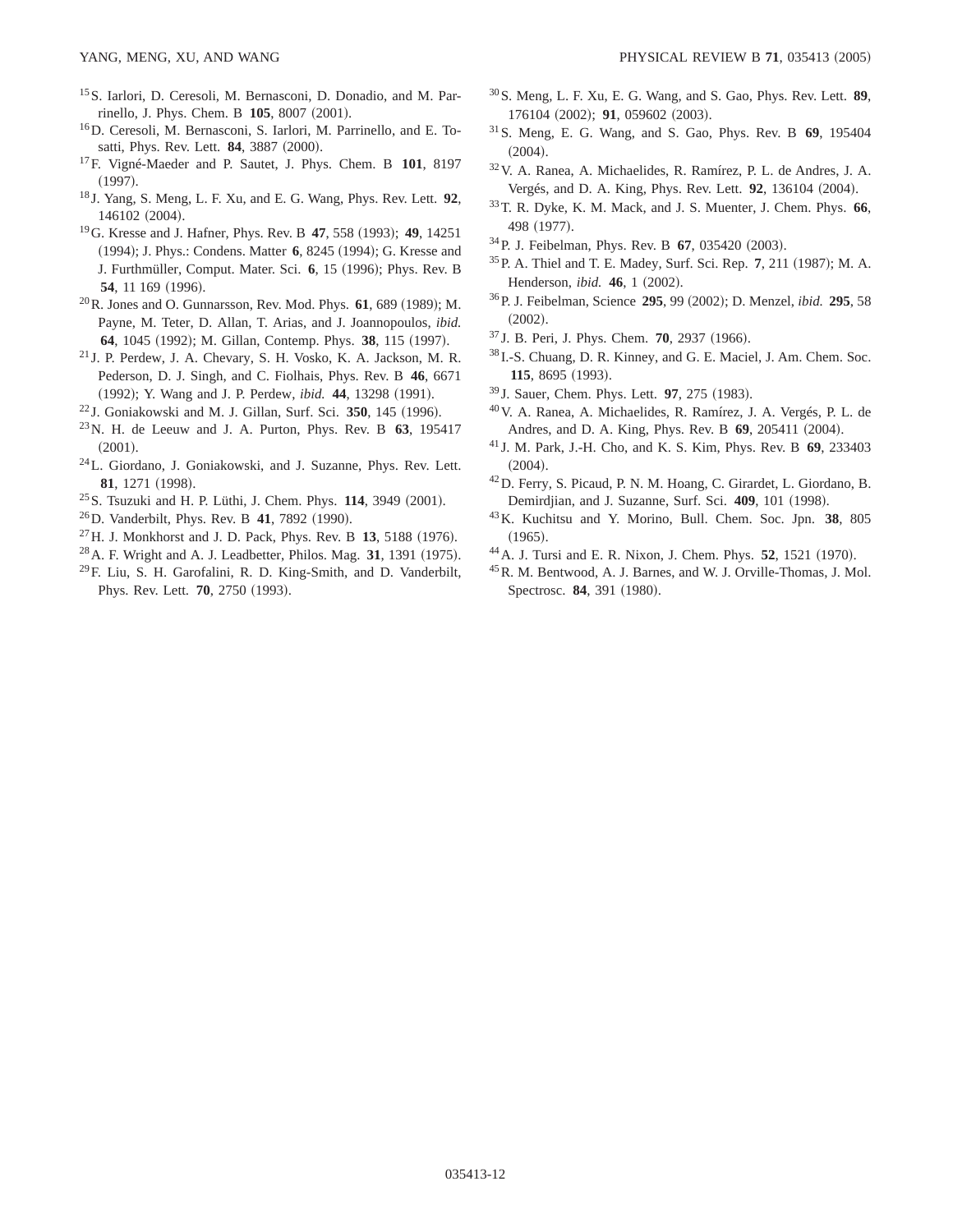[15] S. Iarlori, D. Ceresoli, M. Bernasconi, D. Donadio, and M. Parrinello, J. Phys. Chem. B **105**, 8007 (2001).

[16] D. Ceresoli, M. Bernasconi, S. Iarlori, M. Parrinello, and E. Tosatti, Phys. Rev. Lett. **84**, 3887 (2000).

[17] F. Vigné-Maeder and P. Sautet, J. Phys. Chem. B **101**, 8197 (1997).

[18] J. Yang, S. Meng, L. F. Xu, and E. G. Wang, Phys. Rev. Lett. **92**, 146102 (2004).

[19] G. Kresse and J. Hafner, Phys. Rev. B **47**, 558 (1993); **49**, 14251 (1994); J. Phys.: Condens. Matter **6**, 8245 (1994); G. Kresse and J. Furthmüller, Comput. Mater. Sci. **6**, 15 (1996); Phys. Rev. B **54**, 11 169 (1996).

[20] R. Jones and O. Gunnarsson, Rev. Mod. Phys. **61**, 689 (1989); M. Payne, M. Teter, D. Allan, T. Arias, and J. Joannopoulos, *ibid.* **64**, 1045 (1992); M. Gillan, Contemp. Phys. **38**, 115 (1997).

[21] J. P. Perdew, J. A. Chevary, S. H. Vosko, K. A. Jackson, M. R. Pederson, D. J. Singh, and C. Fiolhais, Phys. Rev. B **46**, 6671 (1992); Y. Wang and J. P. Perdew, *ibid.* **44**, 13298 (1991).

[22] J. Goniakowski and M. J. Gillan, Surf. Sci. **350**, 145 (1996).

[23] N. H. de Leeuw and J. A. Purton, Phys. Rev. B **63**, 195417 (2001).

[24] L. Giordano, J. Goniakowski, and J. Suzanne, Phys. Rev. Lett. **81**, 1271 (1998).

[25] S. Tsuzuki and H. P. Lüthi, J. Chem. Phys. **114**, 3949 (2001).

[26] D. Vanderbilt, Phys. Rev. B **41**, 7892 (1990).

[27] H. J. Monkhorst and J. D. Pack, Phys. Rev. B **13**, 5188 (1976).

[28] A. F. Wright and J. Leadbetter, Philos. Mag. **31**, 1391 (1975).

[29] F. Liu, S. H. Garofalini, R. D. King-Smith, and D. Vanderbilt, Phys. Rev. Lett. **70**, 2750 (1993).

[30] S. Meng, L. F. Xu, E. G. Wang, and S. Gao, Phys. Rev. Lett. **89**, 176104 (2002); **91**, 059602 (2003).

[31] S. Meng, E. G. Wang, and S. Gao, Phys. Rev. B **69**, 195404 (2004).

[32] V. A. Ranea, A. Michaelides, R. Ramírez, P. L. de Andres, J. A. Vergés, and D. A. King, Phys. Rev. Lett. **92**, 136104 (2004).

[33] T. R. Dyke, K. M. Mack, and J. S. Muenter, J. Chem. Phys. **66**, 498 (1977).

[34] P. J. Feibelman, Phys. Rev. B **67**, 035420 (2003).

[35] P. A. Thiel and T. E. Madey, Surf. Sci. Rep. **7**, 211 (1987); M. A. Henderson, *ibid.* **46**, 1 (2002).

[36] P. J. Feibelman, Science **295**, 99 (2002); D. Menzel, *ibid.* **295**, 58 (2002).

[37] J. B. Peri, J. Phys. Chem. **70**, 2937 (1966).

[38] I.-S. Chuang, D. R. Kinney, and G. E. Maciel, J. Am. Chem. Soc. **115**, 8695 (1993).

[39] J. Sauer, Chem. Phys. Lett. **97**, 275 (1983).

[40] V. A. Ranea, A. Michaelides, R. Ramírez, J. A. Vergés, P. L. de Andres, and D. A. King, Phys. Rev. B **69**, 205411 (2004).

[41] J. M. Park, J.-H. Cho, and K. S. Kim, Phys. Rev. B **69**, 233403 (2004).

[42] D. Ferry, S. Picaud, P. N. M. Hoang, C. Girardet, L. Giordano, B. Demirdjian, and J. Suzanne, Surf. Sci. **409**, 101 (1998).

[43] K. Kuchitsu and Y. Morino, Bull. Chem. Soc. Jpn. **38**, 805 (1965).

[44] A. J. Tursi and E. R. Nixon, J. Chem. Phys. **52**, 1521 (1970).

[45] R. M. Bentwood, A. J. Barnes, and W. J. Orville-Thomas, J. Mol. Spectrosc. **84**, 391 (1980).